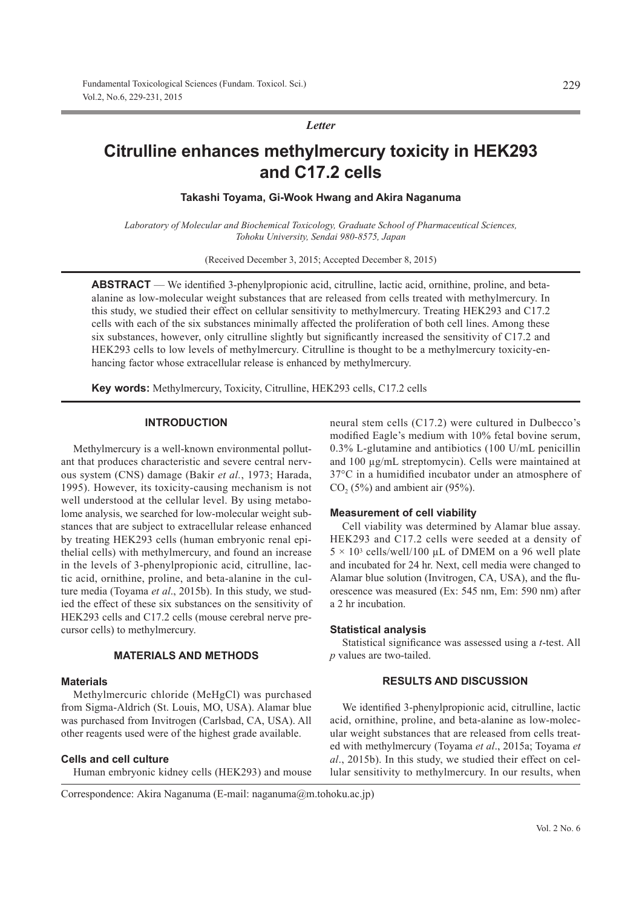*Letter*

# Citrulline enhances methylmercury toxicity in HEK293 and C17.2 cells

**Takashi Toyama, Gi-Wook Hwang and Akira Naganuma**

*Laboratory of Molecular and Biochemical Toxicology, Graduate School of Pharmaceutical Sciences, Tohoku University, Sendai 980-8575, Japan*

(Received December 3, 2015; Accepted December 8, 2015)

**ABSTRACT** — We identified 3-phenylpropionic acid, citrulline, lactic acid, ornithine, proline, and beta-alanine as low-molecular weight substances that are released from cells treated with methylmercury. In this study, we studied their effect on cellular sensitivity to methylmercury. Treating HEK293 and C17.2 cells with each of the six substances minimally affected the proliferation of both cell lines. Among these six substances, however, only citrulline slightly but significantly increased the sensitivity of C17.2 and HEK293 cells to low levels of methylmercury. Citrulline is thought to be a methylmercury toxicity-enhancing factor whose extracellular release is enhanced by methylmercury.

**Key words:** Methylmercury, Toxicity, Citrulline, HEK293 cells, C17.2 cells

## INTRODUCTION

Methylmercury is a well-known environmental pollutant that produces characteristic and severe central nervous system (CNS) damage (Bakir *et al.*, 1973; Harada, 1995). However, its toxicity-causing mechanism is not well understood at the cellular level. By using metabolome analysis, we searched for low-molecular weight substances that are subject to extracellular release enhanced by treating HEK293 cells (human embryonic renal epithelial cells) with methylmercury, and found an increase in the levels of 3-phenylpropionic acid, citrulline, lactic acid, ornithine, proline, and beta-alanine in the culture media (Toyama *et al*., 2015b). In this study, we studied the effect of these six substances on the sensitivity of HEK293 cells and C17.2 cells (mouse cerebral nerve precursor cells) to methylmercury.

## MATERIALS AND METHODS

### Materials

Methylmercuric chloride (MeHgCl) was purchased from Sigma-Aldrich (St. Louis, MO, USA). Alamar blue was purchased from Invitrogen (Carlsbad, CA, USA). All other reagents used were of the highest grade available.

### Cells and cell culture

Human embryonic kidney cells (HEK293) and mouse neural stem cells (C17.2) were cultured in Dulbecco's modified Eagle's medium with 10% fetal bovine serum, 0.3% L-glutamine and antibiotics (100 U/mL penicillin and 100 μg/mL streptomycin). Cells were maintained at 37°C in a humidified incubator under an atmosphere of $CO_2$ (5%) and ambient air (95%).

### Measurement of cell viability

Cell viability was determined by Alamar blue assay. HEK293 and C17.2 cells were seeded at a density of $5 \times 10^3$ cells/well/100 μL of DMEM on a 96 well plate and incubated for 24 hr. Next, cell media were changed to Alamar blue solution (Invitrogen, CA, USA), and the fluorescence was measured (Ex: 545 nm, Em: 590 nm) after a 2 hr incubation.

### Statistical analysis

Statistical significance was assessed using a *t*-test. All *p* values are two-tailed.

## RESULTS AND DISCUSSION

We identified 3-phenylpropionic acid, citrulline, lactic acid, ornithine, proline, and beta-alanine as low-molecular weight substances that are released from cells treated with methylmercury (Toyama *et al*., 2015a; Toyama *et al*., 2015b). In this study, we studied their effect on cellular sensitivity to methylmercury. In our results, when

Correspondence: Akira Naganuma (E-mail: naganuma@m.tohoku.ac.jp)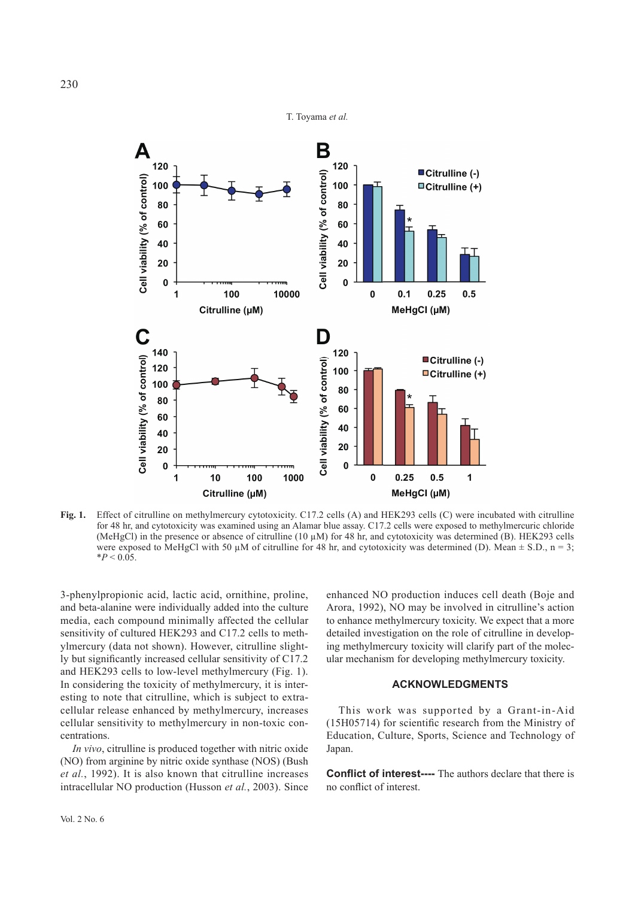Fig. 1. Effect of citrulline on methylmercury cytotoxicity. C17.2 cells (A) and HEK293 cells (C) were incubated with citrulline for 48 hr, and cytotoxicity was examined using an Alamar blue assay. C17.2 cells were exposed to methylmercuric chloride (MeHgCl) in the presence or absence of citrulline (10 µM) for 48 hr, and cytotoxicity was determined (B). HEK293 cells were exposed to MeHgCl with 50 µM of citrulline for 48 hr, and cytotoxicity was determined (D). Mean ± S.D., n = 3; $*P < 0.05$.

3-phenylpropionic acid, lactic acid, ornithine, proline, and beta-alanine were individually added into the culture media, each compound minimally affected the cellular sensitivity of cultured HEK293 and C17.2 cells to methylmercury (data not shown). However, citrulline slightly but significantly increased cellular sensitivity of C17.2 and HEK293 cells to low-level methylmercury (Fig. 1). In considering the toxicity of methylmercury, it is interesting to note that citrulline, which is subject to extracellular release enhanced by methylmercury, increases cellular sensitivity to methylmercury in non-toxic concentrations.

*In vivo*, citrulline is produced together with nitric oxide (NO) from arginine by nitric oxide synthase (NOS) (Bush *et al.*, 1992). It is also known that citrulline increases intracellular NO production (Husson *et al.*, 2003). Since enhanced NO production induces cell death (Boje and Arora, 1992), NO may be involved in citrulline's action to enhance methylmercury toxicity. We expect that a more detailed investigation on the role of citrulline in developing methylmercury toxicity will clarify part of the molecular mechanism for developing methylmercury toxicity.

## ACKNOWLEDGMENTS

This work was supported by a Grant-in-Aid (15H05714) for scientific research from the Ministry of Education, Culture, Sports, Science and Technology of Japan.

**Conflict of interest----** The authors declare that there is no conflict of interest.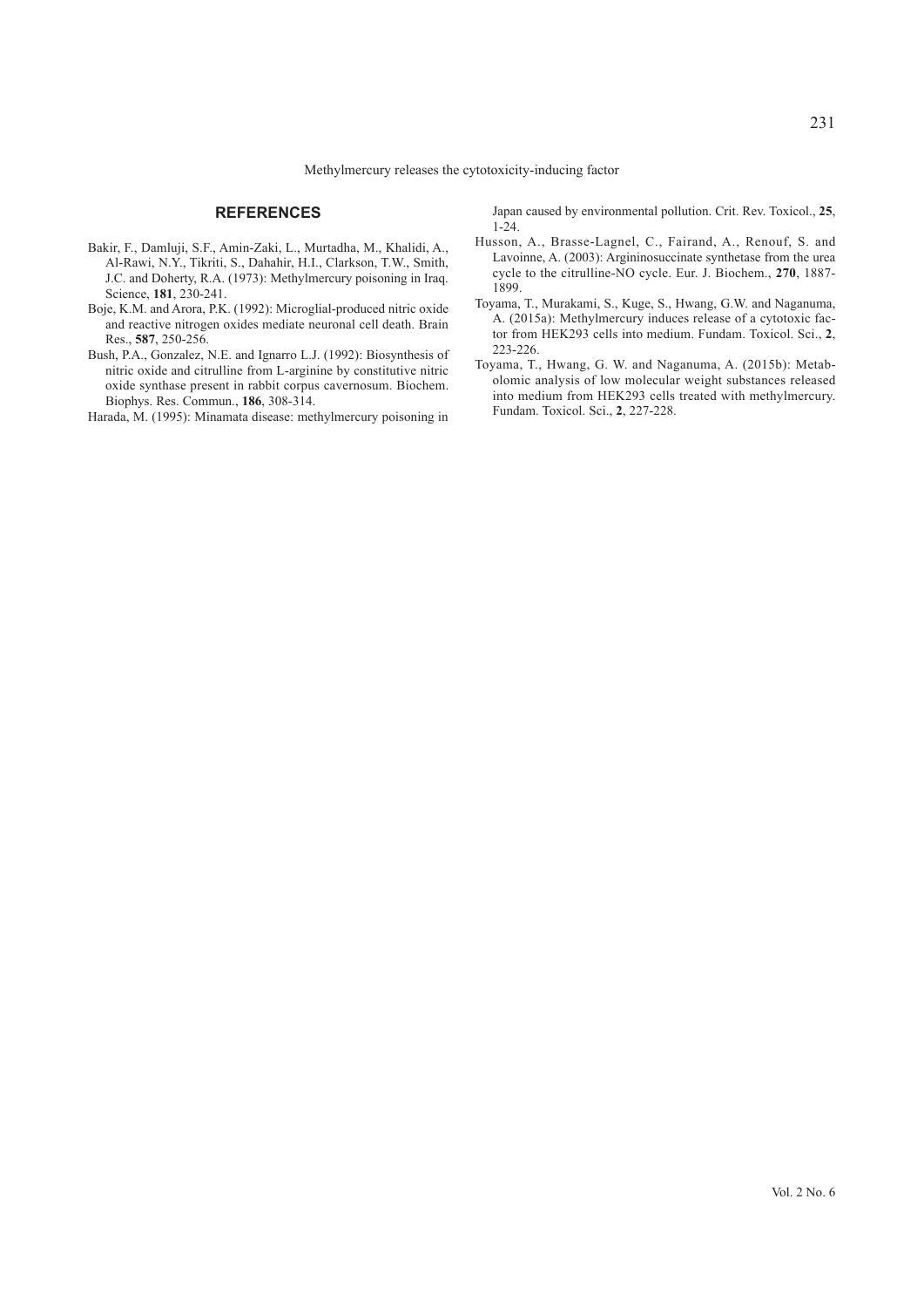## REFERENCES

Bakir, F., Damluji, S.F., Amin-Zaki, L., Murtadha, M., Khalidi, A., Al-Rawi, N.Y., Tikriti, S., Dahahir, H.I., Clarkson, T.W., Smith, J.C. and Doherty, R.A. (1973): Methylmercury poisoning in Iraq. Science, **181**, 230-241.

Boje, K.M. and Arora, P.K. (1992): Microglial-produced nitric oxide and reactive nitrogen oxides mediate neuronal cell death. Brain Res., **587**, 250-256.

Bush, P.A., Gonzalez, N.E. and Ignarro L.J. (1992): Biosynthesis of nitric oxide and citrulline from L-arginine by constitutive nitric oxide synthase present in rabbit corpus cavernosum. Biochem. Biophys. Res. Commun., **186**, 308-314.

Harada, M. (1995): Minamata disease: methylmercury poisoning in Japan caused by environmental pollution. Crit. Rev. Toxicol., **25**, 1-24.

Husson, A., Brasse-Lagnel, C., Fairand, A., Renouf, S. and Lavoinne, A. (2003): Argininosuccinate synthetase from the urea cycle to the citrulline-NO cycle. Eur. J. Biochem., **270**, 1887-1899.

Toyama, T., Murakami, S., Kuge, S., Hwang, G.W. and Naganuma, A. (2015a): Methylmercury induces release of a cytotoxic factor from HEK293 cells into medium. Fundam. Toxicol. Sci., **2**, 223-226.

Toyama, T., Hwang, G. W. and Naganuma, A. (2015b): Metabolomic analysis of low molecular weight substances released into medium from HEK293 cells treated with methylmercury. Fundam. Toxicol. Sci., **2**, 227-228.